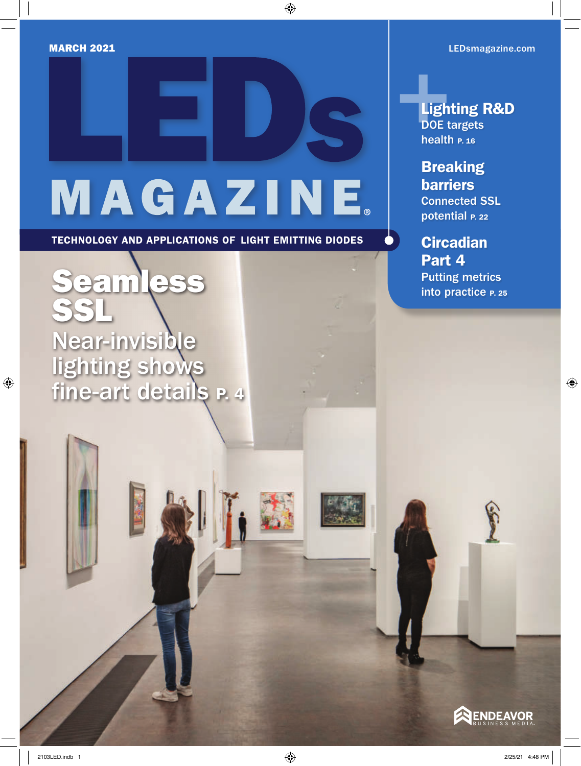MARCH 2021

LEDsmagazine.com

# LEDs MAGAZINE

TECHNOLOGY AND APPLICATIONS OF LIGHT EMITTING DIODES

## Seamless SSL

Near-invisible lighting shows fine-art details P. 4

**Lighting R&D**
DOE targets health P. 16

**Breaking barriers**
Connected SSL potential P. 22

**Circadian Part 4**
Putting metrics into practice P. 25

ENDEAVOR BUSINESS MEDIA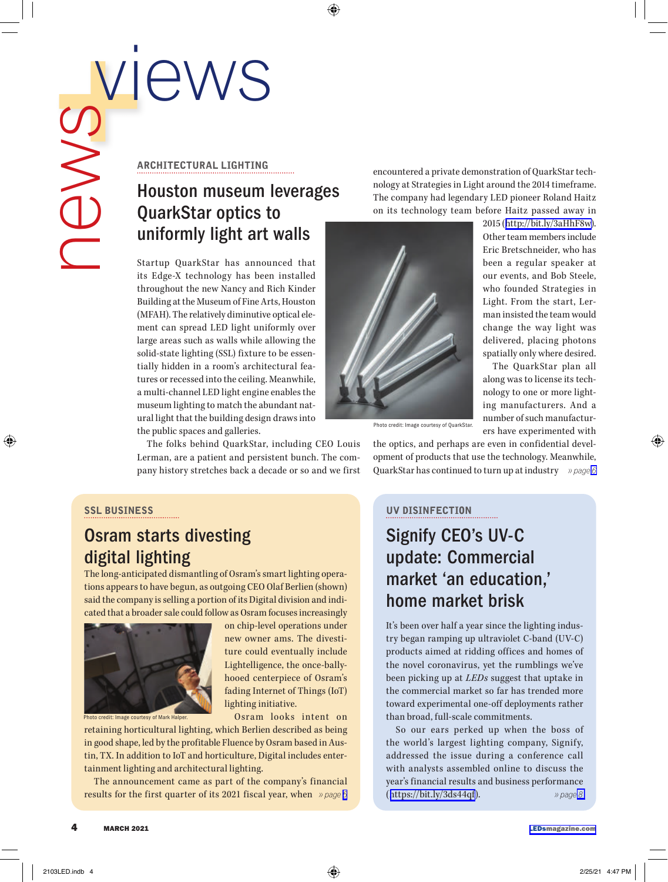# news+views

## ARCHITECTURAL LIGHTING

### Houston museum leverages QuarkStar optics to uniformly light art walls

Startup QuarkStar has announced that its Edge-X technology has been installed throughout the new Nancy and Rich Kinder Building at the Museum of Fine Arts, Houston (MFAH). The relatively diminutive optical element can spread LED light uniformly over large areas such as walls while allowing the solid-state lighting (SSL) fixture to be essentially hidden in a room's architectural features or recessed into the ceiling. Meanwhile, a multi-channel LED light engine enables the museum lighting to match the abundant natural light that the building design draws into the public spaces and galleries.

The folks behind QuarkStar, including CEO Louis Lerman, are a patient and persistent bunch. The company history stretches back a decade or so and we first encountered a private demonstration of QuarkStar technology at Strategies in Light around the 2014 timeframe. The company had legendary LED pioneer Roland Haitz on its technology team before Haitz passed away in 2015 (http://bit.ly/3aHhF8w). Other team members include Eric Bretschneider, who has been a regular speaker at our events, and Bob Steele, who founded Strategies in Light. From the start, Lerman insisted the team would change the way light was delivered, placing photons spatially only where desired.

Photo credit: Image courtesy of QuarkStar.

The QuarkStar plan all along was to license its technology to one or more lighting manufacturers. And a number of such manufacturers have experimented with the optics, and perhaps are even in confidential development of products that use the technology. Meanwhile, QuarkStar has continued to turn up at industry » page 6

## SSL BUSINESS

### Osram starts divesting digital lighting

The long-anticipated dismantling of Osram's smart lighting operations appears to have begun, as outgoing CEO Olaf Berlien (shown) said the company is selling a portion of its Digital division and indicated that a broader sale could follow as Osram focuses increasingly on chip-level operations under new owner ams. The divestiture could eventually include Lightelligence, the once-ballyhooed centerpiece of Osram's fading Internet of Things (IoT) lighting initiative.

Photo credit: Image courtesy of Mark Halper.

Osram looks intent on retaining horticultural lighting, which Berlien described as being in good shape, led by the profitable Fluence by Osram based in Austin, TX. In addition to IoT and horticulture, Digital includes entertainment lighting and architectural lighting.

The announcement came as part of the company's financial results for the first quarter of its 2021 fiscal year, when » page 8

## UV DISINFECTION

### Signify CEO's UV-C update: Commercial market 'an education,' home market brisk

It's been over half a year since the lighting industry began ramping up ultraviolet C-band (UV-C) products aimed at ridding offices and homes of the novel coronavirus, yet the rumblings we've been picking up at *LEDs* suggest that uptake in the commercial market so far has trended more toward experimental one-off deployments rather than broad, full-scale commitments.

So our ears perked up when the boss of the world's largest lighting company, Signify, addressed the issue during a conference call with analysts assembled online to discuss the year's financial results and business performance (https://bit.ly/3ds44qf). » page 8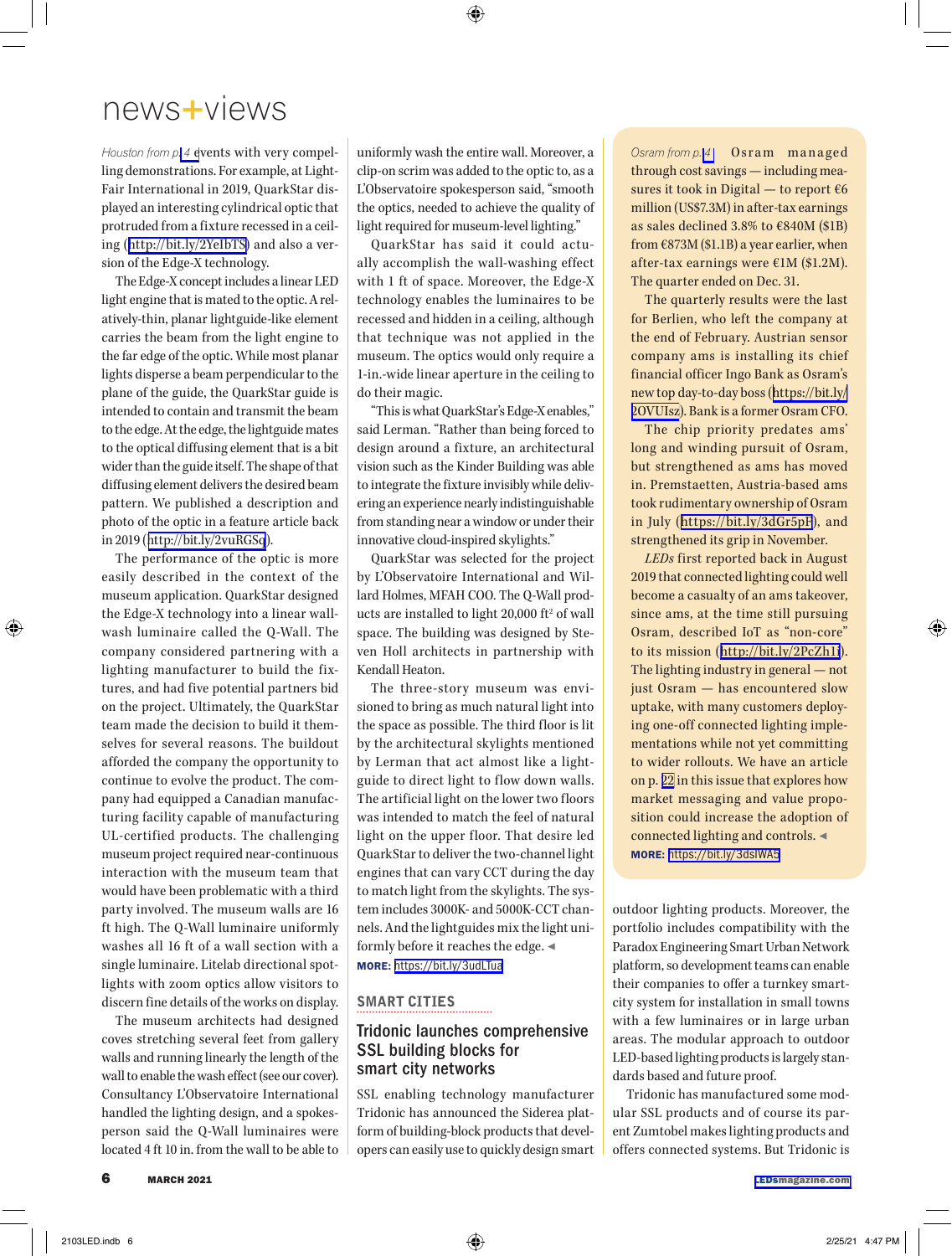# news+views

*Houston from p. 4* events with very compelling demonstrations. For example, at LightFair International in 2019, QuarkStar displayed an interesting cylindrical optic that protruded from a fixture recessed in a ceiling (http://bit.ly/2YeIbTS) and also a version of the Edge-X technology.

The Edge-X concept includes a linear LED light engine that is mated to the optic. A relatively-thin, planar lightguide-like element carries the beam from the light engine to the far edge of the optic. While most planar lights disperse a beam perpendicular to the plane of the guide, the QuarkStar guide is intended to contain and transmit the beam to the edge. At the edge, the lightguide mates to the optical diffusing element that is a bit wider than the guide itself. The shape of that diffusing element delivers the desired beam pattern. We published a description and photo of the optic in a feature article back in 2019 (http://bit.ly/2vuRGSq).

The performance of the optic is more easily described in the context of the museum application. QuarkStar designed the Edge-X technology into a linear wall-wash luminaire called the Q-Wall. The company considered partnering with a lighting manufacturer to build the fixtures, and had five potential partners bid on the project. Ultimately, the QuarkStar team made the decision to build it themselves for several reasons. The buildout afforded the company the opportunity to continue to evolve the product. The company had equipped a Canadian manufacturing facility capable of manufacturing UL-certified products. The challenging museum project required near-continuous interaction with the museum team that would have been problematic with a third party involved. The museum walls are 16 ft high. The Q-Wall luminaire uniformly washes all 16 ft of a wall section with a single luminaire. Litelab directional spotlights with zoom optics allow visitors to discern fine details of the works on display.

The museum architects had designed coves stretching several feet from gallery walls and running linearly the length of the wall to enable the wash effect (see our cover). Consultancy L'Observatoire International handled the lighting design, and a spokesperson said the Q-Wall luminaires were located 4 ft 10 in. from the wall to be able to uniformly wash the entire wall. Moreover, a clip-on scrim was added to the optic to, as a L'Observatoire spokesperson said, "smooth the optics, needed to achieve the quality of light required for museum-level lighting."

QuarkStar has said it could actually accomplish the wall-washing effect with 1 ft of space. Moreover, the Edge-X technology enables the luminaires to be recessed and hidden in a ceiling, although that technique was not applied in the museum. The optics would only require a 1-in.-wide linear aperture in the ceiling to do their magic.

"This is what QuarkStar's Edge-X enables," said Lerman. "Rather than being forced to design around a fixture, an architectural vision such as the Kinder Building was able to integrate the fixture invisibly while delivering an experience nearly indistinguishable from standing near a window or under their innovative cloud-inspired skylights."

QuarkStar was selected for the project by L'Observatoire International and Willard Holmes, MFAH COO. The Q-Wall products are installed to light 20,000 ft² of wall space. The building was designed by Steven Holl architects in partnership with Kendall Heaton.

The three-story museum was envisioned to bring as much natural light into the space as possible. The third floor is lit by the architectural skylights mentioned by Lerman that act almost like a lightguide to direct light to flow down walls. The artificial light on the lower two floors was intended to match the feel of natural light on the upper floor. That desire led QuarkStar to deliver the two-channel light engines that can vary CCT during the day to match light from the skylights. The system includes 3000K- and 5000K-CCT channels. And the lightguides mix the light uniformly before it reaches the edge. ◂

**MORE:** https://bit.ly/3udLTua

*Osram from p. 4* Osram managed through cost savings — including measures it took in Digital — to report €6 million (US$7.3M) in after-tax earnings as sales declined 3.8% to €840M ($1B) from €873M ($1.1B) a year earlier, when after-tax earnings were €1M ($1.2M). The quarter ended on Dec. 31.

The quarterly results were the last for Berlien, who left the company at the end of February. Austrian sensor company ams is installing its chief financial officer Ingo Bank as Osram's new top day-to-day boss (https://bit.ly/2OVUIsz). Bank is a former Osram CFO.

The chip priority predates ams' long and winding pursuit of Osram, but strengthened as ams has moved in. Premstaetten, Austria-based ams took rudimentary ownership of Osram in July (https://bit.ly/3dGr5pF), and strengthened its grip in November.

*LEDs* first reported back in August 2019 that connected lighting could well become a casualty of an ams takeover, since ams, at the time still pursuing Osram, described IoT as "non-core" to its mission (http://bit.ly/2PcZh1f). The lighting industry in general — not just Osram — has encountered slow uptake, with many customers deploying one-off connected lighting implementations while not yet committing to wider rollouts. We have an article on p. 22 in this issue that explores how market messaging and value proposition could increase the adoption of connected lighting and controls. ◂

**MORE:** https://bit.ly/3dslWA5

## SMART CITIES

### Tridonic launches comprehensive SSL building blocks for smart city networks

SSL enabling technology manufacturer Tridonic has announced the Siderea platform of building-block products that developers can easily use to quickly design smart outdoor lighting products. Moreover, the portfolio includes compatibility with the Paradox Engineering Smart Urban Network platform, so development teams can enable their companies to offer a turnkey smart-city system for installation in small towns with a few luminaires or in large urban areas. The modular approach to outdoor LED-based lighting products is largely standards based and future proof.

Tridonic has manufactured some modular SSL products and of course its parent Zumtobel makes lighting products and offers connected systems. But Tridonic is